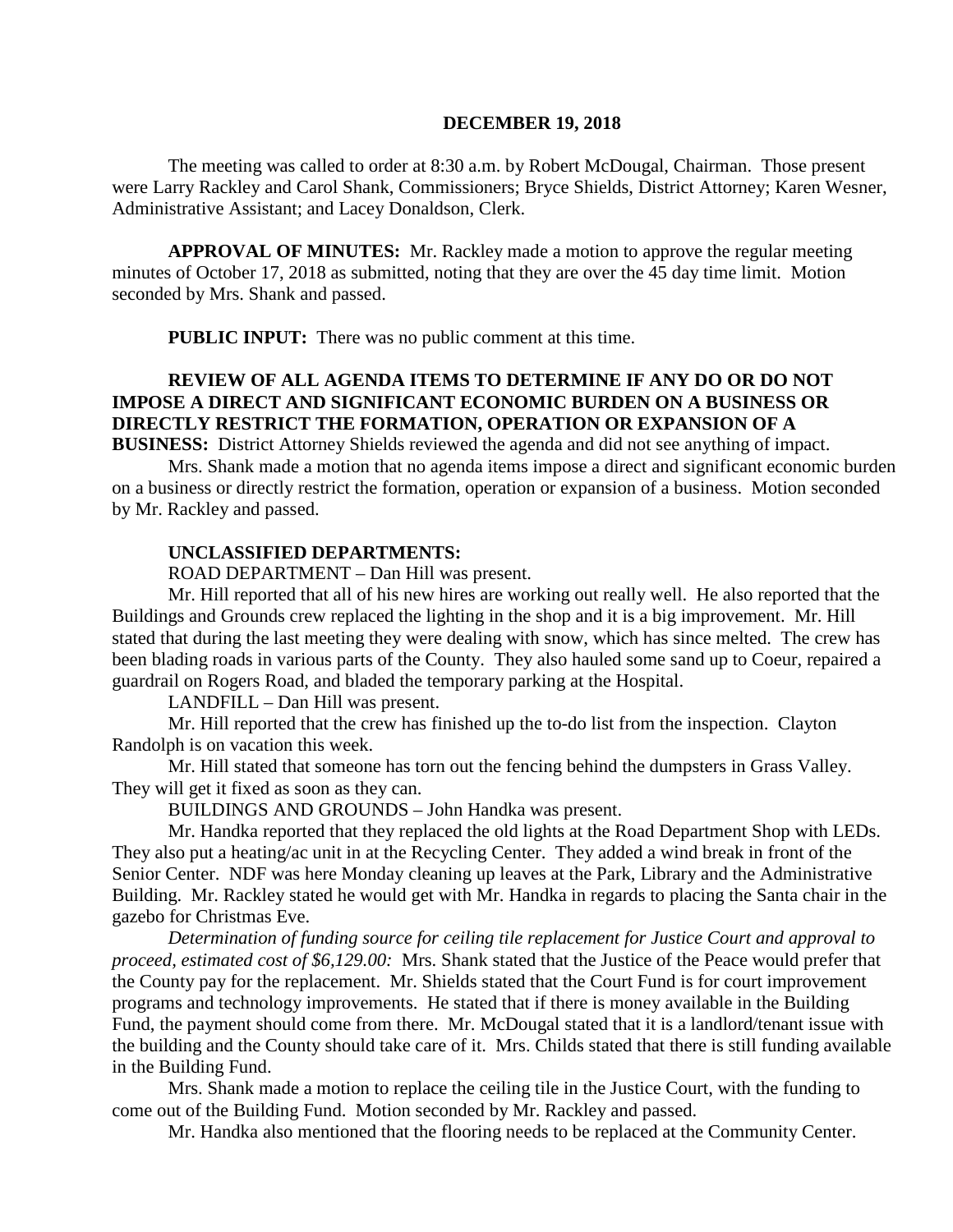**DECEMBER 19, 2018**

The meeting was called to order at 8:30 a.m. by Robert McDougal, Chairman. Those present were Larry Rackley and Carol Shank, Commissioners; Bryce Shields, District Attorney; Karen Wesner, Administrative Assistant; and Lacey Donaldson, Clerk.

**APPROVAL OF MINUTES:** Mr. Rackley made a motion to approve the regular meeting minutes of October 17, 2018 as submitted, noting that they are over the 45 day time limit. Motion seconded by Mrs. Shank and passed.

**PUBLIC INPUT:** There was no public comment at this time.

**REVIEW OF ALL AGENDA ITEMS TO DETERMINE IF ANY DO OR DO NOT IMPOSE A DIRECT AND SIGNIFICANT ECONOMIC BURDEN ON A BUSINESS OR DIRECTLY RESTRICT THE FORMATION, OPERATION OR EXPANSION OF A BUSINESS:** District Attorney Shields reviewed the agenda and did not see anything of impact.

Mrs. Shank made a motion that no agenda items impose a direct and significant economic burden on a business or directly restrict the formation, operation or expansion of a business. Motion seconded by Mr. Rackley and passed.

**UNCLASSIFIED DEPARTMENTS:**

ROAD DEPARTMENT – Dan Hill was present.

Mr. Hill reported that all of his new hires are working out really well. He also reported that the Buildings and Grounds crew replaced the lighting in the shop and it is a big improvement. Mr. Hill stated that during the last meeting they were dealing with snow, which has since melted. The crew has been blading roads in various parts of the County. They also hauled some sand up to Coeur, repaired a guardrail on Rogers Road, and bladed the temporary parking at the Hospital.

LANDFILL – Dan Hill was present.

Mr. Hill reported that the crew has finished up the to-do list from the inspection. Clayton Randolph is on vacation this week.

Mr. Hill stated that someone has torn out the fencing behind the dumpsters in Grass Valley. They will get it fixed as soon as they can.

BUILDINGS AND GROUNDS – John Handka was present.

Mr. Handka reported that they replaced the old lights at the Road Department Shop with LEDs. They also put a heating/ac unit in at the Recycling Center. They added a wind break in front of the Senior Center. NDF was here Monday cleaning up leaves at the Park, Library and the Administrative Building. Mr. Rackley stated he would get with Mr. Handka in regards to placing the Santa chair in the gazebo for Christmas Eve.

*Determination of funding source for ceiling tile replacement for Justice Court and approval to proceed, estimated cost of $6,129.00:* Mrs. Shank stated that the Justice of the Peace would prefer that the County pay for the replacement. Mr. Shields stated that the Court Fund is for court improvement programs and technology improvements. He stated that if there is money available in the Building Fund, the payment should come from there. Mr. McDougal stated that it is a landlord/tenant issue with the building and the County should take care of it. Mrs. Childs stated that there is still funding available in the Building Fund.

Mrs. Shank made a motion to replace the ceiling tile in the Justice Court, with the funding to come out of the Building Fund. Motion seconded by Mr. Rackley and passed.

Mr. Handka also mentioned that the flooring needs to be replaced at the Community Center.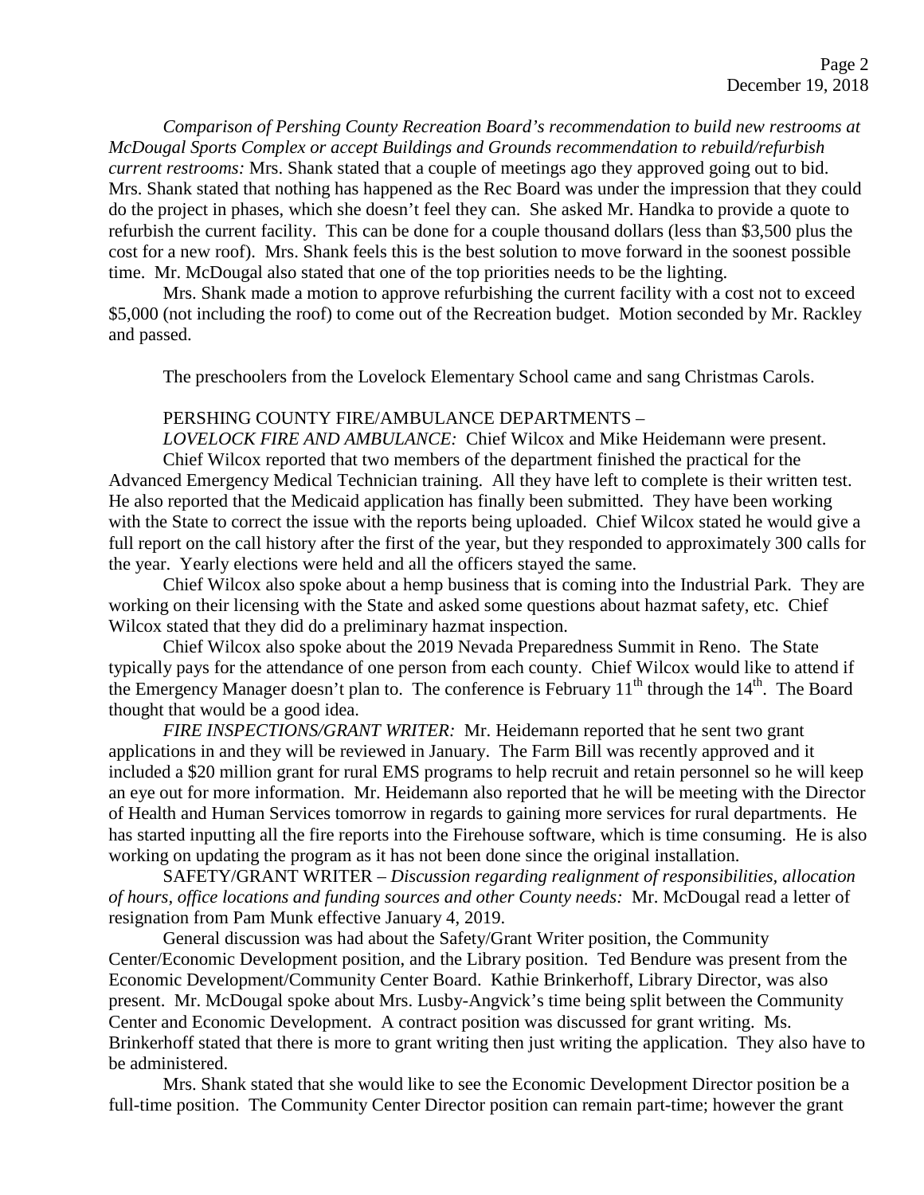*Comparison of Pershing County Recreation Board's recommendation to build new restrooms at McDougal Sports Complex or accept Buildings and Grounds recommendation to rebuild/refurbish current restrooms:* Mrs. Shank stated that a couple of meetings ago they approved going out to bid. Mrs. Shank stated that nothing has happened as the Rec Board was under the impression that they could do the project in phases, which she doesn't feel they can. She asked Mr. Handka to provide a quote to refurbish the current facility. This can be done for a couple thousand dollars (less than $3,500 plus the cost for a new roof). Mrs. Shank feels this is the best solution to move forward in the soonest possible time. Mr. McDougal also stated that one of the top priorities needs to be the lighting.

Mrs. Shank made a motion to approve refurbishing the current facility with a cost not to exceed $5,000 (not including the roof) to come out of the Recreation budget. Motion seconded by Mr. Rackley and passed.

The preschoolers from the Lovelock Elementary School came and sang Christmas Carols.

PERSHING COUNTY FIRE/AMBULANCE DEPARTMENTS –

*LOVELOCK FIRE AND AMBULANCE:* Chief Wilcox and Mike Heidemann were present.

Chief Wilcox reported that two members of the department finished the practical for the Advanced Emergency Medical Technician training. All they have left to complete is their written test. He also reported that the Medicaid application has finally been submitted. They have been working with the State to correct the issue with the reports being uploaded. Chief Wilcox stated he would give a full report on the call history after the first of the year, but they responded to approximately 300 calls for the year. Yearly elections were held and all the officers stayed the same.

Chief Wilcox also spoke about a hemp business that is coming into the Industrial Park. They are working on their licensing with the State and asked some questions about hazmat safety, etc. Chief Wilcox stated that they did do a preliminary hazmat inspection.

Chief Wilcox also spoke about the 2019 Nevada Preparedness Summit in Reno. The State typically pays for the attendance of one person from each county. Chief Wilcox would like to attend if the Emergency Manager doesn't plan to. The conference is February 11th through the 14th. The Board thought that would be a good idea.

*FIRE INSPECTIONS/GRANT WRITER:* Mr. Heidemann reported that he sent two grant applications in and they will be reviewed in January. The Farm Bill was recently approved and it included a $20 million grant for rural EMS programs to help recruit and retain personnel so he will keep an eye out for more information. Mr. Heidemann also reported that he will be meeting with the Director of Health and Human Services tomorrow in regards to gaining more services for rural departments. He has started inputting all the fire reports into the Firehouse software, which is time consuming. He is also working on updating the program as it has not been done since the original installation.

SAFETY/GRANT WRITER – *Discussion regarding realignment of responsibilities, allocation of hours, office locations and funding sources and other County needs:* Mr. McDougal read a letter of resignation from Pam Munk effective January 4, 2019.

General discussion was had about the Safety/Grant Writer position, the Community Center/Economic Development position, and the Library position. Ted Bendure was present from the Economic Development/Community Center Board. Kathie Brinkerhoff, Library Director, was also present. Mr. McDougal spoke about Mrs. Lusby-Angvick's time being split between the Community Center and Economic Development. A contract position was discussed for grant writing. Ms. Brinkerhoff stated that there is more to grant writing then just writing the application. They also have to be administered.

Mrs. Shank stated that she would like to see the Economic Development Director position be a full-time position. The Community Center Director position can remain part-time; however the grant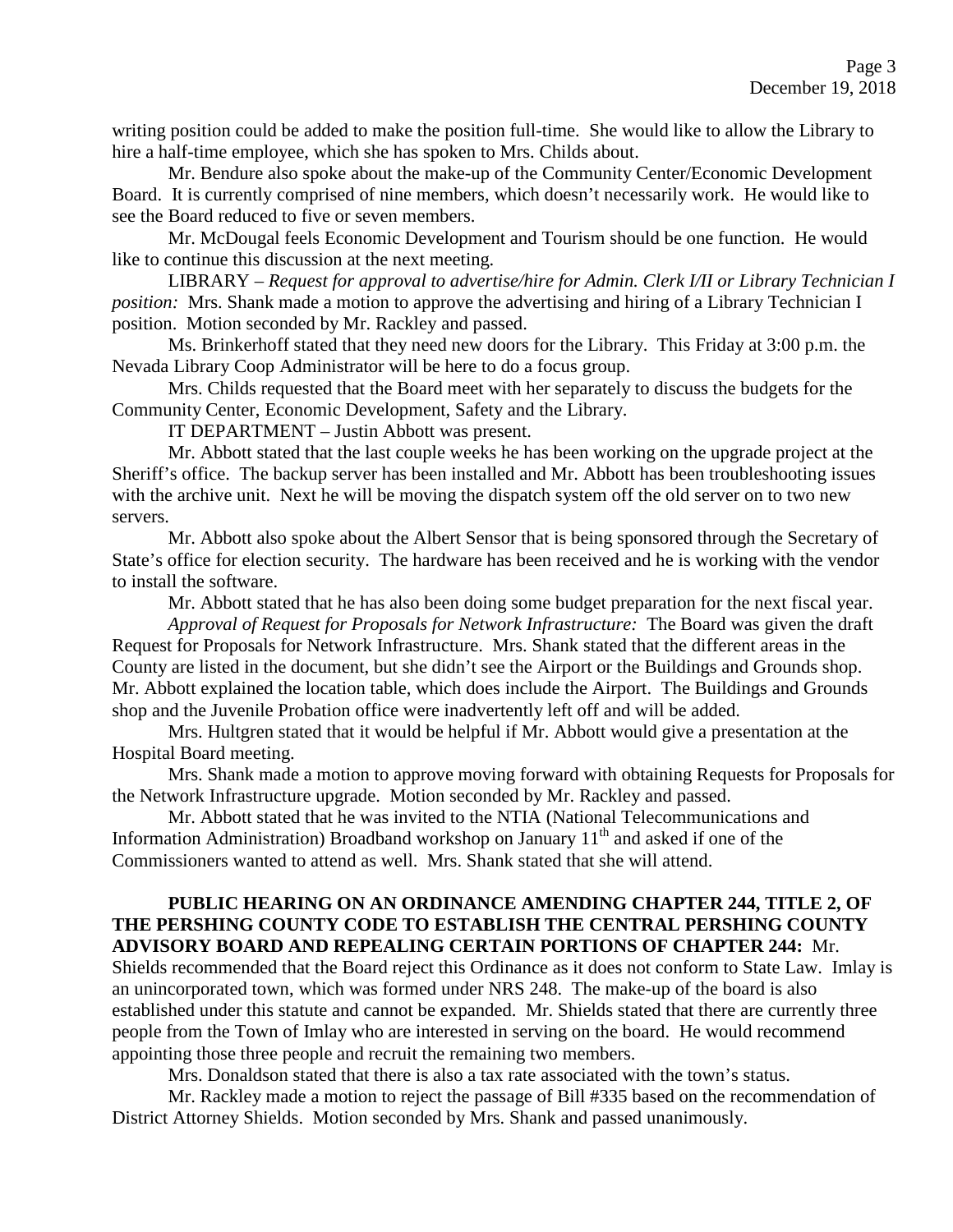writing position could be added to make the position full-time. She would like to allow the Library to hire a half-time employee, which she has spoken to Mrs. Childs about.

Mr. Bendure also spoke about the make-up of the Community Center/Economic Development Board. It is currently comprised of nine members, which doesn't necessarily work. He would like to see the Board reduced to five or seven members.

Mr. McDougal feels Economic Development and Tourism should be one function. He would like to continue this discussion at the next meeting.

LIBRARY – *Request for approval to advertise/hire for Admin. Clerk I/II or Library Technician I position:* Mrs. Shank made a motion to approve the advertising and hiring of a Library Technician I position. Motion seconded by Mr. Rackley and passed.

Ms. Brinkerhoff stated that they need new doors for the Library. This Friday at 3:00 p.m. the Nevada Library Coop Administrator will be here to do a focus group.

Mrs. Childs requested that the Board meet with her separately to discuss the budgets for the Community Center, Economic Development, Safety and the Library.

IT DEPARTMENT – Justin Abbott was present.

Mr. Abbott stated that the last couple weeks he has been working on the upgrade project at the Sheriff's office. The backup server has been installed and Mr. Abbott has been troubleshooting issues with the archive unit. Next he will be moving the dispatch system off the old server on to two new servers.

Mr. Abbott also spoke about the Albert Sensor that is being sponsored through the Secretary of State's office for election security. The hardware has been received and he is working with the vendor to install the software.

Mr. Abbott stated that he has also been doing some budget preparation for the next fiscal year.

*Approval of Request for Proposals for Network Infrastructure:* The Board was given the draft Request for Proposals for Network Infrastructure. Mrs. Shank stated that the different areas in the County are listed in the document, but she didn't see the Airport or the Buildings and Grounds shop. Mr. Abbott explained the location table, which does include the Airport. The Buildings and Grounds shop and the Juvenile Probation office were inadvertently left off and will be added.

Mrs. Hultgren stated that it would be helpful if Mr. Abbott would give a presentation at the Hospital Board meeting.

Mrs. Shank made a motion to approve moving forward with obtaining Requests for Proposals for the Network Infrastructure upgrade. Motion seconded by Mr. Rackley and passed.

Mr. Abbott stated that he was invited to the NTIA (National Telecommunications and Information Administration) Broadband workshop on January 11th and asked if one of the Commissioners wanted to attend as well. Mrs. Shank stated that she will attend.

**PUBLIC HEARING ON AN ORDINANCE AMENDING CHAPTER 244, TITLE 2, OF THE PERSHING COUNTY CODE TO ESTABLISH THE CENTRAL PERSHING COUNTY ADVISORY BOARD AND REPEALING CERTAIN PORTIONS OF CHAPTER 244:** Mr. Shields recommended that the Board reject this Ordinance as it does not conform to State Law. Imlay is an unincorporated town, which was formed under NRS 248. The make-up of the board is also established under this statute and cannot be expanded. Mr. Shields stated that there are currently three people from the Town of Imlay who are interested in serving on the board. He would recommend appointing those three people and recruit the remaining two members.

Mrs. Donaldson stated that there is also a tax rate associated with the town's status.

Mr. Rackley made a motion to reject the passage of Bill #335 based on the recommendation of District Attorney Shields. Motion seconded by Mrs. Shank and passed unanimously.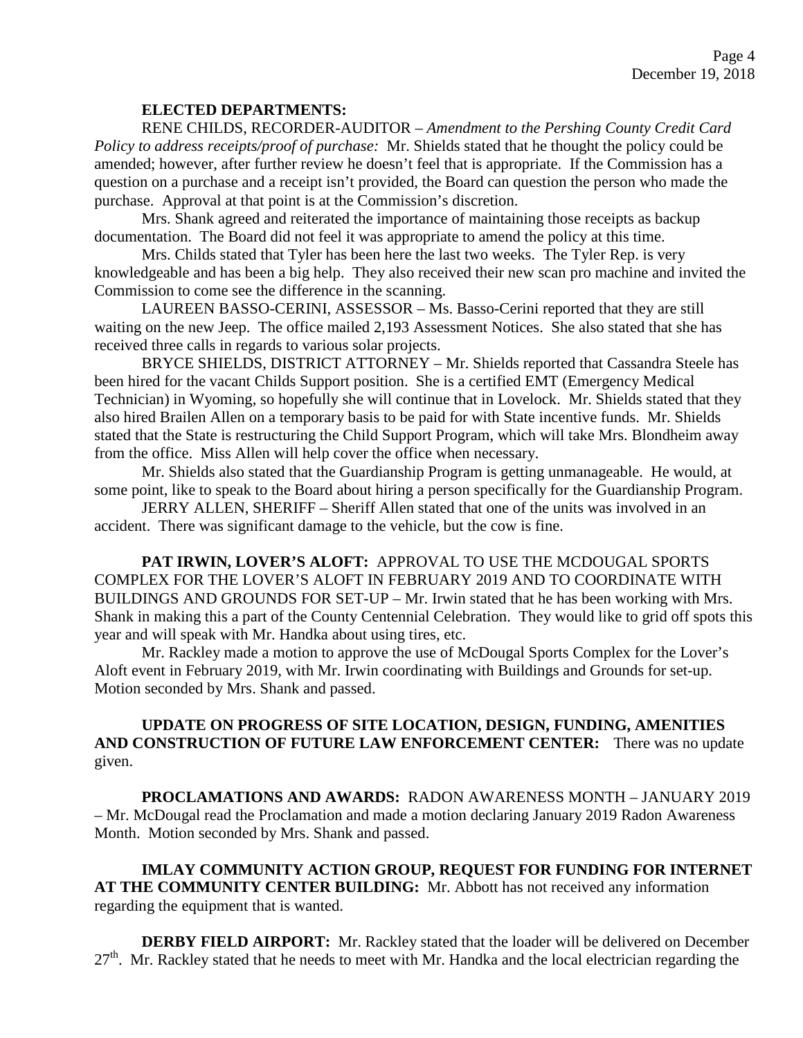**ELECTED DEPARTMENTS:**

RENE CHILDS, RECORDER-AUDITOR – *Amendment to the Pershing County Credit Card Policy to address receipts/proof of purchase:* Mr. Shields stated that he thought the policy could be amended; however, after further review he doesn't feel that is appropriate. If the Commission has a question on a purchase and a receipt isn't provided, the Board can question the person who made the purchase. Approval at that point is at the Commission's discretion.

Mrs. Shank agreed and reiterated the importance of maintaining those receipts as backup documentation. The Board did not feel it was appropriate to amend the policy at this time.

Mrs. Childs stated that Tyler has been here the last two weeks. The Tyler Rep. is very knowledgeable and has been a big help. They also received their new scan pro machine and invited the Commission to come see the difference in the scanning.

LAUREEN BASSO-CERINI, ASSESSOR – Ms. Basso-Cerini reported that they are still waiting on the new Jeep. The office mailed 2,193 Assessment Notices. She also stated that she has received three calls in regards to various solar projects.

BRYCE SHIELDS, DISTRICT ATTORNEY – Mr. Shields reported that Cassandra Steele has been hired for the vacant Childs Support position. She is a certified EMT (Emergency Medical Technician) in Wyoming, so hopefully she will continue that in Lovelock. Mr. Shields stated that they also hired Brailen Allen on a temporary basis to be paid for with State incentive funds. Mr. Shields stated that the State is restructuring the Child Support Program, which will take Mrs. Blondheim away from the office. Miss Allen will help cover the office when necessary.

Mr. Shields also stated that the Guardianship Program is getting unmanageable. He would, at some point, like to speak to the Board about hiring a person specifically for the Guardianship Program.

JERRY ALLEN, SHERIFF – Sheriff Allen stated that one of the units was involved in an accident. There was significant damage to the vehicle, but the cow is fine.

**PAT IRWIN, LOVER'S ALOFT:** APPROVAL TO USE THE MCDOUGAL SPORTS COMPLEX FOR THE LOVER'S ALOFT IN FEBRUARY 2019 AND TO COORDINATE WITH BUILDINGS AND GROUNDS FOR SET-UP – Mr. Irwin stated that he has been working with Mrs. Shank in making this a part of the County Centennial Celebration. They would like to grid off spots this year and will speak with Mr. Handka about using tires, etc.

Mr. Rackley made a motion to approve the use of McDougal Sports Complex for the Lover's Aloft event in February 2019, with Mr. Irwin coordinating with Buildings and Grounds for set-up. Motion seconded by Mrs. Shank and passed.

**UPDATE ON PROGRESS OF SITE LOCATION, DESIGN, FUNDING, AMENITIES AND CONSTRUCTION OF FUTURE LAW ENFORCEMENT CENTER:** There was no update given.

**PROCLAMATIONS AND AWARDS:** RADON AWARENESS MONTH – JANUARY 2019 – Mr. McDougal read the Proclamation and made a motion declaring January 2019 Radon Awareness Month. Motion seconded by Mrs. Shank and passed.

**IMLAY COMMUNITY ACTION GROUP, REQUEST FOR FUNDING FOR INTERNET AT THE COMMUNITY CENTER BUILDING:** Mr. Abbott has not received any information regarding the equipment that is wanted.

**DERBY FIELD AIRPORT:** Mr. Rackley stated that the loader will be delivered on December 27th. Mr. Rackley stated that he needs to meet with Mr. Handka and the local electrician regarding the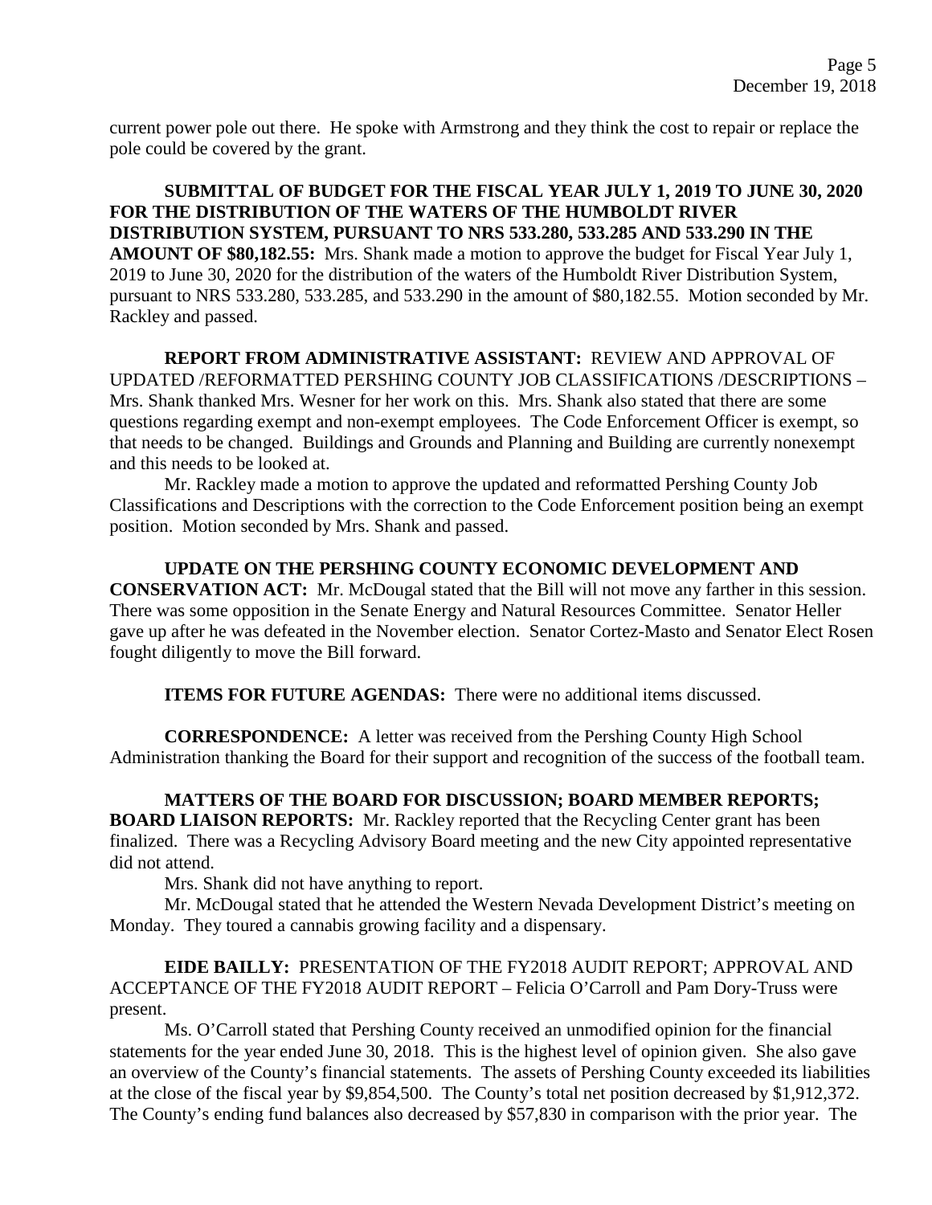current power pole out there. He spoke with Armstrong and they think the cost to repair or replace the pole could be covered by the grant.

**SUBMITTAL OF BUDGET FOR THE FISCAL YEAR JULY 1, 2019 TO JUNE 30, 2020 FOR THE DISTRIBUTION OF THE WATERS OF THE HUMBOLDT RIVER DISTRIBUTION SYSTEM, PURSUANT TO NRS 533.280, 533.285 AND 533.290 IN THE AMOUNT OF $80,182.55:** Mrs. Shank made a motion to approve the budget for Fiscal Year July 1, 2019 to June 30, 2020 for the distribution of the waters of the Humboldt River Distribution System, pursuant to NRS 533.280, 533.285, and 533.290 in the amount of $80,182.55. Motion seconded by Mr. Rackley and passed.

**REPORT FROM ADMINISTRATIVE ASSISTANT:** REVIEW AND APPROVAL OF UPDATED /REFORMATTED PERSHING COUNTY JOB CLASSIFICATIONS /DESCRIPTIONS – Mrs. Shank thanked Mrs. Wesner for her work on this. Mrs. Shank also stated that there are some questions regarding exempt and non-exempt employees. The Code Enforcement Officer is exempt, so that needs to be changed. Buildings and Grounds and Planning and Building are currently nonexempt and this needs to be looked at.

Mr. Rackley made a motion to approve the updated and reformatted Pershing County Job Classifications and Descriptions with the correction to the Code Enforcement position being an exempt position. Motion seconded by Mrs. Shank and passed.

**UPDATE ON THE PERSHING COUNTY ECONOMIC DEVELOPMENT AND CONSERVATION ACT:** Mr. McDougal stated that the Bill will not move any farther in this session. There was some opposition in the Senate Energy and Natural Resources Committee. Senator Heller gave up after he was defeated in the November election. Senator Cortez-Masto and Senator Elect Rosen fought diligently to move the Bill forward.

**ITEMS FOR FUTURE AGENDAS:** There were no additional items discussed.

**CORRESPONDENCE:** A letter was received from the Pershing County High School Administration thanking the Board for their support and recognition of the success of the football team.

**MATTERS OF THE BOARD FOR DISCUSSION; BOARD MEMBER REPORTS; BOARD LIAISON REPORTS:** Mr. Rackley reported that the Recycling Center grant has been finalized. There was a Recycling Advisory Board meeting and the new City appointed representative did not attend.

Mrs. Shank did not have anything to report.

Mr. McDougal stated that he attended the Western Nevada Development District's meeting on Monday. They toured a cannabis growing facility and a dispensary.

**EIDE BAILLY:** PRESENTATION OF THE FY2018 AUDIT REPORT; APPROVAL AND ACCEPTANCE OF THE FY2018 AUDIT REPORT – Felicia O'Carroll and Pam Dory-Truss were present.

Ms. O'Carroll stated that Pershing County received an unmodified opinion for the financial statements for the year ended June 30, 2018. This is the highest level of opinion given. She also gave an overview of the County's financial statements. The assets of Pershing County exceeded its liabilities at the close of the fiscal year by $9,854,500. The County's total net position decreased by $1,912,372. The County's ending fund balances also decreased by $57,830 in comparison with the prior year. The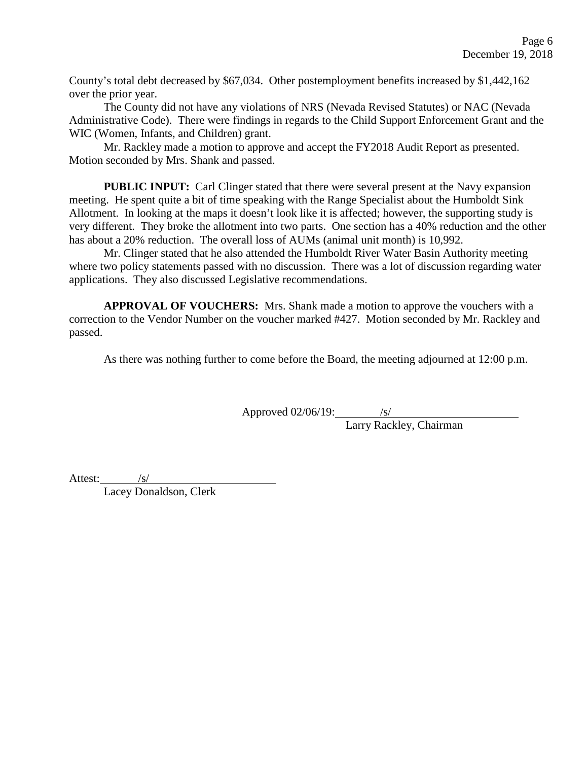County's total debt decreased by $67,034. Other postemployment benefits increased by $1,442,162 over the prior year.

The County did not have any violations of NRS (Nevada Revised Statutes) or NAC (Nevada Administrative Code). There were findings in regards to the Child Support Enforcement Grant and the WIC (Women, Infants, and Children) grant.

Mr. Rackley made a motion to approve and accept the FY2018 Audit Report as presented. Motion seconded by Mrs. Shank and passed.

**PUBLIC INPUT:** Carl Clinger stated that there were several present at the Navy expansion meeting. He spent quite a bit of time speaking with the Range Specialist about the Humboldt Sink Allotment. In looking at the maps it doesn't look like it is affected; however, the supporting study is very different. They broke the allotment into two parts. One section has a 40% reduction and the other has about a 20% reduction. The overall loss of AUMs (animal unit month) is 10,992.

Mr. Clinger stated that he also attended the Humboldt River Water Basin Authority meeting where two policy statements passed with no discussion. There was a lot of discussion regarding water applications. They also discussed Legislative recommendations.

**APPROVAL OF VOUCHERS:** Mrs. Shank made a motion to approve the vouchers with a correction to the Vendor Number on the voucher marked #427. Motion seconded by Mr. Rackley and passed.

As there was nothing further to come before the Board, the meeting adjourned at 12:00 p.m.

Approved 02/06/19: /s/
Larry Rackley, Chairman

Attest: /s/
Lacey Donaldson, Clerk